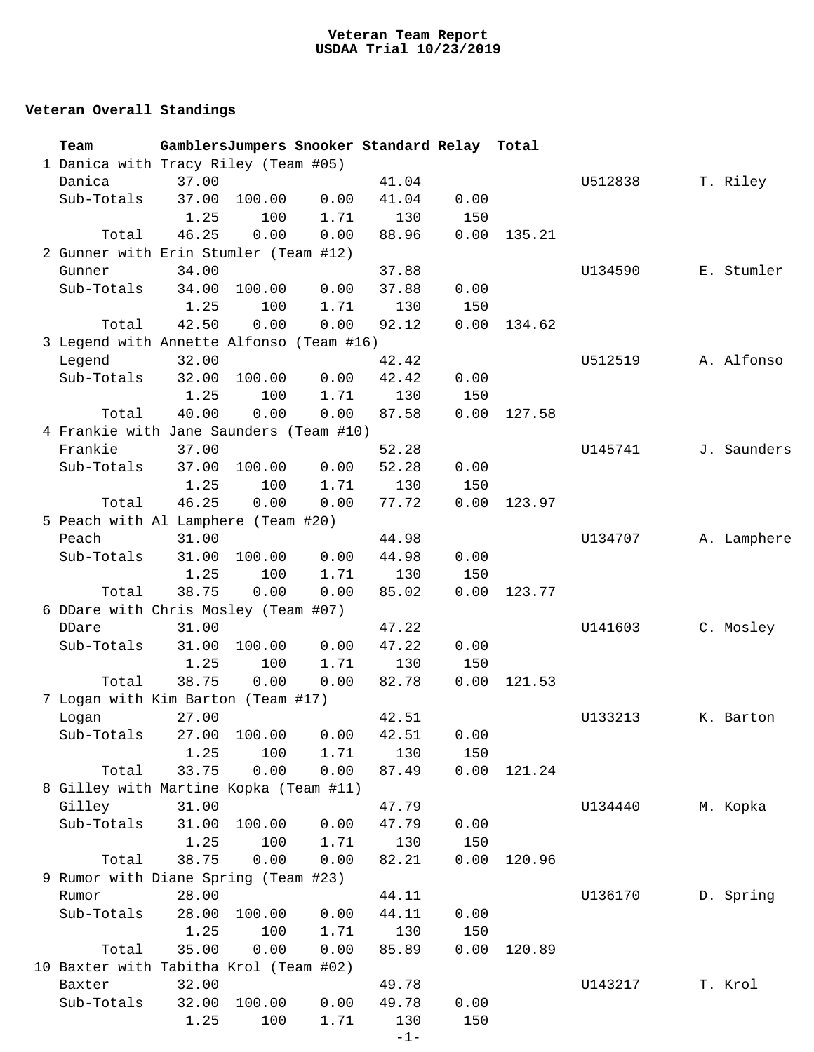# Veteran Team Report
## USDAA Trial 10/23/2019

### Veteran Overall Standings

| | Team | Gamblers | Jumpers | Snooker | Standard | Relay | Total | | |
|---|---|---|---|---|---|---|---|---|---|
| 1 | Danica with Tracy Riley (Team #05) | | | | | | | | |
| | Danica | 37.00 | | | 41.04 | | | U512838 | T. Riley |
| | Sub-Totals | 37.00 | 100.00 | 0.00 | 41.04 | 0.00 | | | |
| | | 1.25 | 100 | 1.71 | 130 | 150 | | | |
| | Total | 46.25 | 0.00 | 0.00 | 88.96 | 0.00 | 135.21 | | |
| 2 | Gunner with Erin Stumler (Team #12) | | | | | | | | |
| | Gunner | 34.00 | | | 37.88 | | | U134590 | E. Stumler |
| | Sub-Totals | 34.00 | 100.00 | 0.00 | 37.88 | 0.00 | | | |
| | | 1.25 | 100 | 1.71 | 130 | 150 | | | |
| | Total | 42.50 | 0.00 | 0.00 | 92.12 | 0.00 | 134.62 | | |
| 3 | Legend with Annette Alfonso (Team #16) | | | | | | | | |
| | Legend | 32.00 | | | 42.42 | | | U512519 | A. Alfonso |
| | Sub-Totals | 32.00 | 100.00 | 0.00 | 42.42 | 0.00 | | | |
| | | 1.25 | 100 | 1.71 | 130 | 150 | | | |
| | Total | 40.00 | 0.00 | 0.00 | 87.58 | 0.00 | 127.58 | | |
| 4 | Frankie with Jane Saunders (Team #10) | | | | | | | | |
| | Frankie | 37.00 | | | 52.28 | | | U145741 | J. Saunders |
| | Sub-Totals | 37.00 | 100.00 | 0.00 | 52.28 | 0.00 | | | |
| | | 1.25 | 100 | 1.71 | 130 | 150 | | | |
| | Total | 46.25 | 0.00 | 0.00 | 77.72 | 0.00 | 123.97 | | |
| 5 | Peach with Al Lamphere (Team #20) | | | | | | | | |
| | Peach | 31.00 | | | 44.98 | | | U134707 | A. Lamphere |
| | Sub-Totals | 31.00 | 100.00 | 0.00 | 44.98 | 0.00 | | | |
| | | 1.25 | 100 | 1.71 | 130 | 150 | | | |
| | Total | 38.75 | 0.00 | 0.00 | 85.02 | 0.00 | 123.77 | | |
| 6 | DDare with Chris Mosley (Team #07) | | | | | | | | |
| | DDare | 31.00 | | | 47.22 | | | U141603 | C. Mosley |
| | Sub-Totals | 31.00 | 100.00 | 0.00 | 47.22 | 0.00 | | | |
| | | 1.25 | 100 | 1.71 | 130 | 150 | | | |
| | Total | 38.75 | 0.00 | 0.00 | 82.78 | 0.00 | 121.53 | | |
| 7 | Logan with Kim Barton (Team #17) | | | | | | | | |
| | Logan | 27.00 | | | 42.51 | | | U133213 | K. Barton |
| | Sub-Totals | 27.00 | 100.00 | 0.00 | 42.51 | 0.00 | | | |
| | | 1.25 | 100 | 1.71 | 130 | 150 | | | |
| | Total | 33.75 | 0.00 | 0.00 | 87.49 | 0.00 | 121.24 | | |
| 8 | Gilley with Martine Kopka (Team #11) | | | | | | | | |
| | Gilley | 31.00 | | | 47.79 | | | U134440 | M. Kopka |
| | Sub-Totals | 31.00 | 100.00 | 0.00 | 47.79 | 0.00 | | | |
| | | 1.25 | 100 | 1.71 | 130 | 150 | | | |
| | Total | 38.75 | 0.00 | 0.00 | 82.21 | 0.00 | 120.96 | | |
| 9 | Rumor with Diane Spring (Team #23) | | | | | | | | |
| | Rumor | 28.00 | | | 44.11 | | | U136170 | D. Spring |
| | Sub-Totals | 28.00 | 100.00 | 0.00 | 44.11 | 0.00 | | | |
| | | 1.25 | 100 | 1.71 | 130 | 150 | | | |
| | Total | 35.00 | 0.00 | 0.00 | 85.89 | 0.00 | 120.89 | | |
| 10 | Baxter with Tabitha Krol (Team #02) | | | | | | | | |
| | Baxter | 32.00 | | | 49.78 | | | U143217 | T. Krol |
| | Sub-Totals | 32.00 | 100.00 | 0.00 | 49.78 | 0.00 | | | |
| | | 1.25 | 100 | 1.71 | 130 | 150 | | | |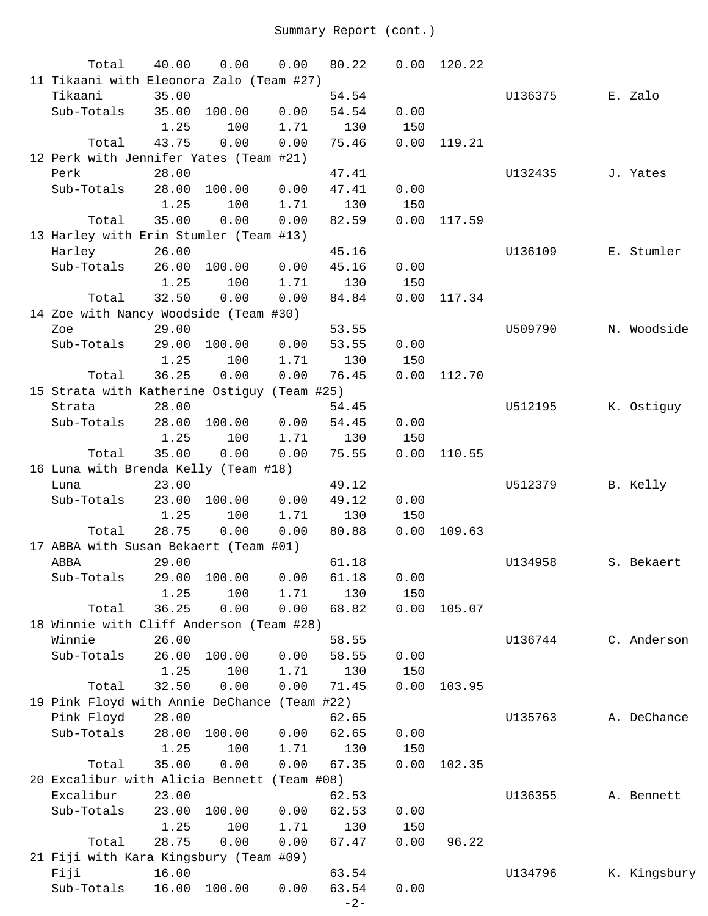Summary Report (cont.)

```
      Total    40.00    0.00    0.00   80.22    0.00  120.22
11 Tikaani with Eleonora Zalo (Team #27)
   Tikaani       35.00                 54.54                   U136375       E. Zalo
   Sub-Totals    35.00  100.00    0.00   54.54    0.00
                  1.25     100    1.71     130     150
      Total    43.75    0.00    0.00   75.46    0.00  119.21
12 Perk with Jennifer Yates (Team #21)
   Perk          28.00                 47.41                   U132435       J. Yates
   Sub-Totals    28.00  100.00    0.00   47.41    0.00
                  1.25     100    1.71     130     150
      Total    35.00    0.00    0.00   82.59    0.00  117.59
13 Harley with Erin Stumler (Team #13)
   Harley        26.00                 45.16                   U136109       E. Stumler
   Sub-Totals    26.00  100.00    0.00   45.16    0.00
                  1.25     100    1.71     130     150
      Total    32.50    0.00    0.00   84.84    0.00  117.34
14 Zoe with Nancy Woodside (Team #30)
   Zoe           29.00                 53.55                   U509790       N. Woodside
   Sub-Totals    29.00  100.00    0.00   53.55    0.00
                  1.25     100    1.71     130     150
      Total    36.25    0.00    0.00   76.45    0.00  112.70
15 Strata with Katherine Ostiguy (Team #25)
   Strata        28.00                 54.45                   U512195       K. Ostiguy
   Sub-Totals    28.00  100.00    0.00   54.45    0.00
                  1.25     100    1.71     130     150
      Total    35.00    0.00    0.00   75.55    0.00  110.55
16 Luna with Brenda Kelly (Team #18)
   Luna          23.00                 49.12                   U512379       B. Kelly
   Sub-Totals    23.00  100.00    0.00   49.12    0.00
                  1.25     100    1.71     130     150
      Total    28.75    0.00    0.00   80.88    0.00  109.63
17 ABBA with Susan Bekaert (Team #01)
   ABBA          29.00                 61.18                   U134958       S. Bekaert
   Sub-Totals    29.00  100.00    0.00   61.18    0.00
                  1.25     100    1.71     130     150
      Total    36.25    0.00    0.00   68.82    0.00  105.07
18 Winnie with Cliff Anderson (Team #28)
   Winnie        26.00                 58.55                   U136744       C. Anderson
   Sub-Totals    26.00  100.00    0.00   58.55    0.00
                  1.25     100    1.71     130     150
      Total    32.50    0.00    0.00   71.45    0.00  103.95
19 Pink Floyd with Annie DeChance (Team #22)
   Pink Floyd    28.00                 62.65                   U135763       A. DeChance
   Sub-Totals    28.00  100.00    0.00   62.65    0.00
                  1.25     100    1.71     130     150
      Total    35.00    0.00    0.00   67.35    0.00  102.35
20 Excalibur with Alicia Bennett (Team #08)
   Excalibur     23.00                 62.53                   U136355       A. Bennett
   Sub-Totals    23.00  100.00    0.00   62.53    0.00
                  1.25     100    1.71     130     150
      Total    28.75    0.00    0.00   67.47    0.00   96.22
21 Fiji with Kara Kingsbury (Team #09)
   Fiji          16.00                 63.54                   U134796       K. Kingsbury
   Sub-Totals    16.00  100.00    0.00   63.54    0.00
```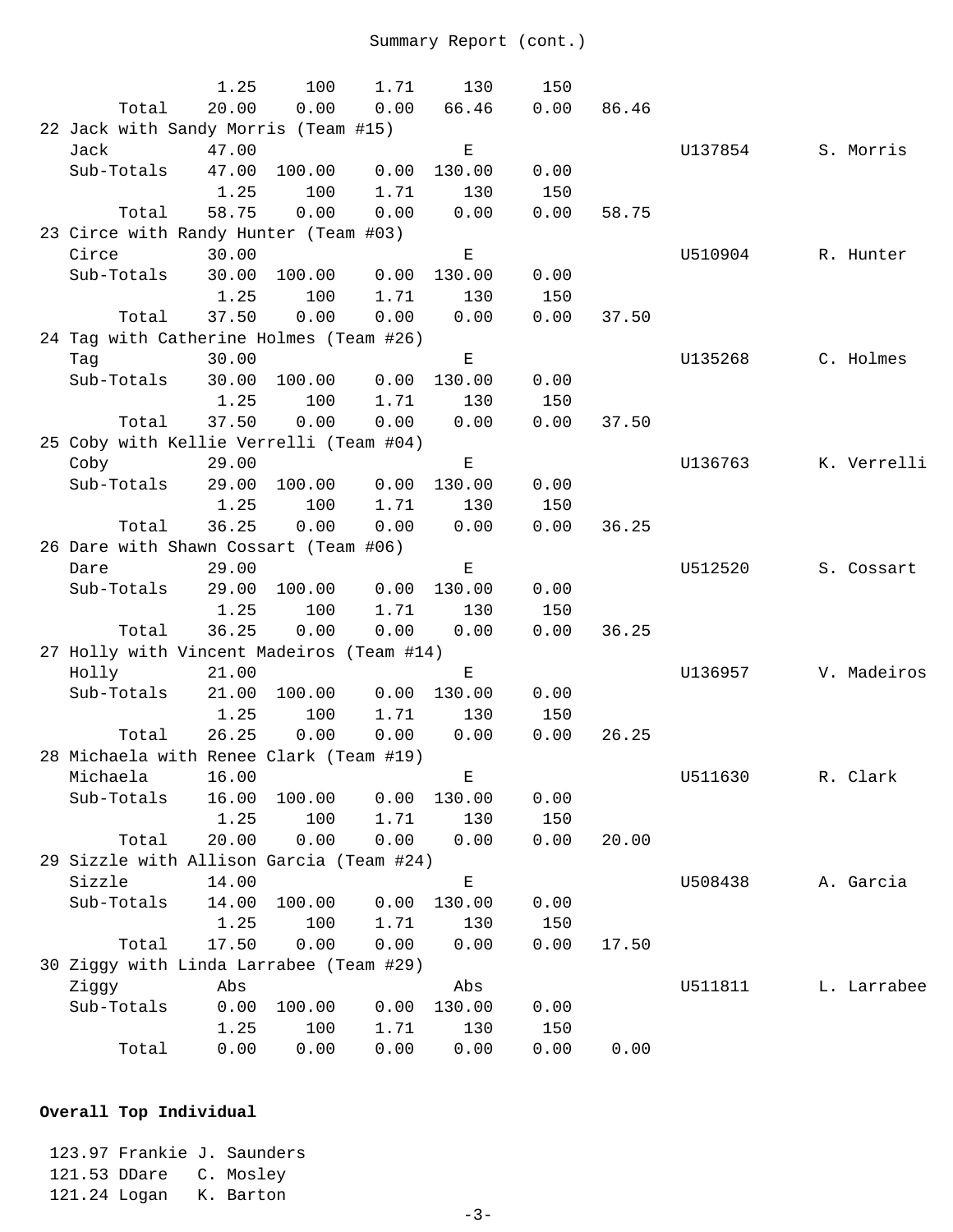Summary Report (cont.)

```
               1.25     100    1.71     130     150
      Total    20.00    0.00    0.00   66.46    0.00   86.46
22 Jack with Sandy Morris (Team #15)
   Jack         47.00                    E                     U137854       S. Morris
   Sub-Totals   47.00  100.00    0.00  130.00    0.00
                1.25     100    1.71     130     150
      Total    58.75    0.00    0.00    0.00    0.00   58.75
23 Circe with Randy Hunter (Team #03)
   Circe        30.00                    E                     U510904       R. Hunter
   Sub-Totals   30.00  100.00    0.00  130.00    0.00
                1.25     100    1.71     130     150
      Total    37.50    0.00    0.00    0.00    0.00   37.50
24 Tag with Catherine Holmes (Team #26)
   Tag          30.00                    E                     U135268       C. Holmes
   Sub-Totals   30.00  100.00    0.00  130.00    0.00
                1.25     100    1.71     130     150
      Total    37.50    0.00    0.00    0.00    0.00   37.50
25 Coby with Kellie Verrelli (Team #04)
   Coby         29.00                    E                     U136763       K. Verrelli
   Sub-Totals   29.00  100.00    0.00  130.00    0.00
                1.25     100    1.71     130     150
      Total    36.25    0.00    0.00    0.00    0.00   36.25
26 Dare with Shawn Cossart (Team #06)
   Dare         29.00                    E                     U512520       S. Cossart
   Sub-Totals   29.00  100.00    0.00  130.00    0.00
                1.25     100    1.71     130     150
      Total    36.25    0.00    0.00    0.00    0.00   36.25
27 Holly with Vincent Madeiros (Team #14)
   Holly        21.00                    E                     U136957       V. Madeiros
   Sub-Totals   21.00  100.00    0.00  130.00    0.00
                1.25     100    1.71     130     150
      Total    26.25    0.00    0.00    0.00    0.00   26.25
28 Michaela with Renee Clark (Team #19)
   Michaela     16.00                    E                     U511630       R. Clark
   Sub-Totals   16.00  100.00    0.00  130.00    0.00
                1.25     100    1.71     130     150
      Total    20.00    0.00    0.00    0.00    0.00   20.00
29 Sizzle with Allison Garcia (Team #24)
   Sizzle       14.00                    E                     U508438       A. Garcia
   Sub-Totals   14.00  100.00    0.00  130.00    0.00
                1.25     100    1.71     130     150
      Total    17.50    0.00    0.00    0.00    0.00   17.50
30 Ziggy with Linda Larrabee (Team #29)
   Ziggy         Abs                    Abs                    U511811       L. Larrabee
   Sub-Totals    0.00  100.00    0.00  130.00    0.00
                1.25     100    1.71     130     150
      Total     0.00    0.00    0.00    0.00    0.00    0.00
```

**Overall Top Individual**

```
 123.97 Frankie J. Saunders
 121.53 DDare   C. Mosley
 121.24 Logan   K. Barton
```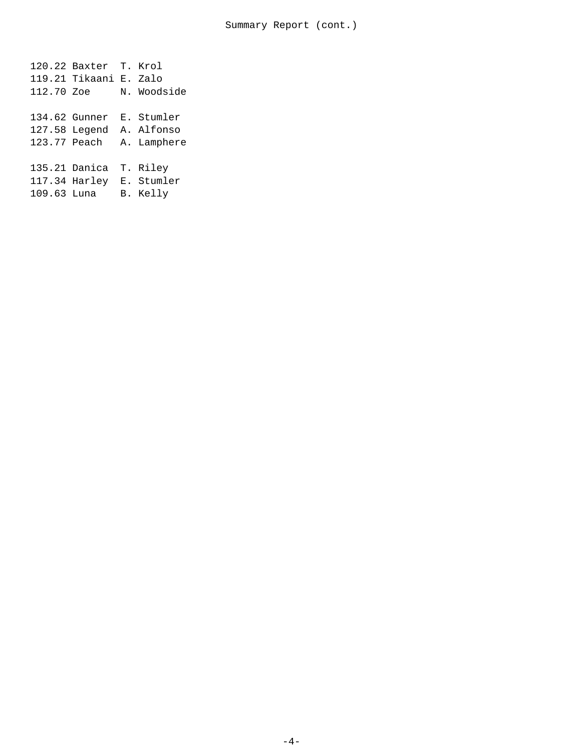Summary Report (cont.)

| | | |
|---|---|---|
| 120.22 | Baxter | T. Krol |
| 119.21 | Tikaani | E. Zalo |
| 112.70 | Zoe | N. Woodside |

| | | |
|---|---|---|
| 134.62 | Gunner | E. Stumler |
| 127.58 | Legend | A. Alfonso |
| 123.77 | Peach | A. Lamphere |

| | | |
|---|---|---|
| 135.21 | Danica | T. Riley |
| 117.34 | Harley | E. Stumler |
| 109.63 | Luna | B. Kelly |